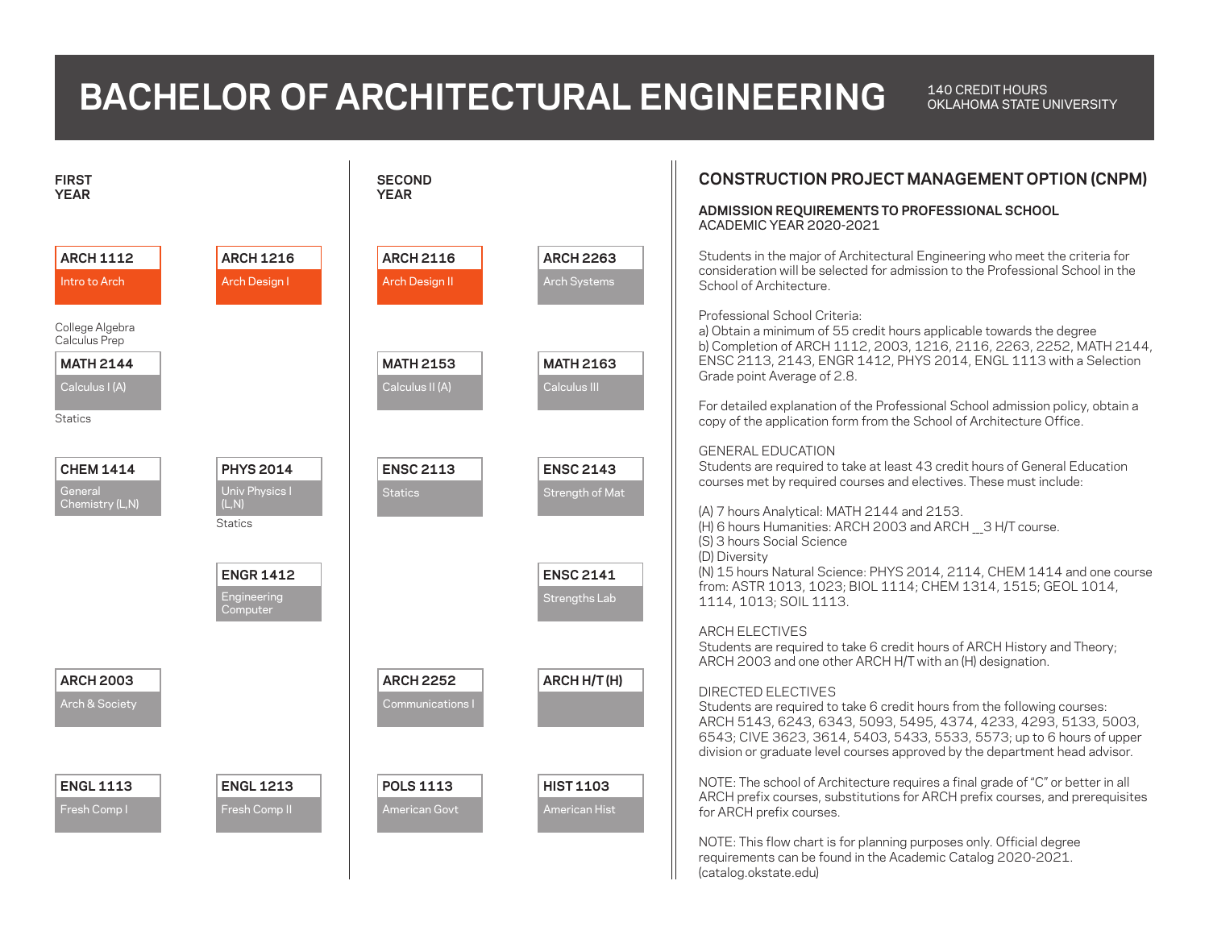# BACHELOR OF ARCHITECTURAL ENGINEERING

140 CREDIT HOURS
OKLAHOMA STATE UNIVERSITY

## FIRST YEAR

**ARCH 1112**
Intro to Arch

**ARCH 1216**
Arch Design I

College Algebra
Calculus Prep

**MATH 2144**
Calculus I (A)

Statics

**CHEM 1414**
General Chemistry (L,N)

**PHYS 2014**
Univ Physics I (L,N)

Statics

**ENGR 1412**
Engineering Computer

**ARCH 2003**
Arch & Society

**ENGL 1113**
Fresh Comp I

**ENGL 1213**
Fresh Comp II

## SECOND YEAR

**ARCH 2116**
Arch Design II

**ARCH 2263**
Arch Systems

**MATH 2153**
Calculus II (A)

**MATH 2163**
Calculus III

**ENSC 2113**
Statics

**ENSC 2143**
Strength of Mat

**ENSC 2141**
Strengths Lab

**ARCH 2252**
Communications I

**ARCH H/T (H)**

**POLS 1113**
American Govt

**HIST 1103**
American Hist

## CONSTRUCTION PROJECT MANAGEMENT OPTION (CNPM)

### ADMISSION REQUIREMENTS TO PROFESSIONAL SCHOOL
ACADEMIC YEAR 2020-2021

Students in the major of Architectural Engineering who meet the criteria for consideration will be selected for admission to the Professional School in the School of Architecture.

Professional School Criteria:
a) Obtain a minimum of 55 credit hours applicable towards the degree
b) Completion of ARCH 1112, 2003, 1216, 2116, 2263, 2252, MATH 2144, ENSC 2113, 2143, ENGR 1412, PHYS 2014, ENGL 1113 with a Selection Grade point Average of 2.8.

For detailed explanation of the Professional School admission policy, obtain a copy of the application form from the School of Architecture Office.

GENERAL EDUCATION
Students are required to take at least 43 credit hours of General Education courses met by required courses and electives. These must include:

(A) 7 hours Analytical: MATH 2144 and 2153.
(H) 6 hours Humanities: ARCH 2003 and ARCH __3 H/T course.
(S) 3 hours Social Science
(D) Diversity
(N) 15 hours Natural Science: PHYS 2014, 2114, CHEM 1414 and one course from: ASTR 1013, 1023; BIOL 1114; CHEM 1314, 1515; GEOL 1014, 1114, 1013; SOIL 1113.

ARCH ELECTIVES
Students are required to take 6 credit hours of ARCH History and Theory; ARCH 2003 and one other ARCH H/T with an (H) designation.

DIRECTED ELECTIVES
Students are required to take 6 credit hours from the following courses: ARCH 5143, 6243, 6343, 5093, 5495, 4374, 4233, 4293, 5133, 5003, 6543; CIVE 3623, 3614, 5403, 5433, 5533, 5573; up to 6 hours of upper division or graduate level courses approved by the department head advisor.

NOTE: The school of Architecture requires a final grade of "C" or better in all ARCH prefix courses, substitutions for ARCH prefix courses, and prerequisites for ARCH prefix courses.

NOTE: This flow chart is for planning purposes only. Official degree requirements can be found in the Academic Catalog 2020-2021. (catalog.okstate.edu)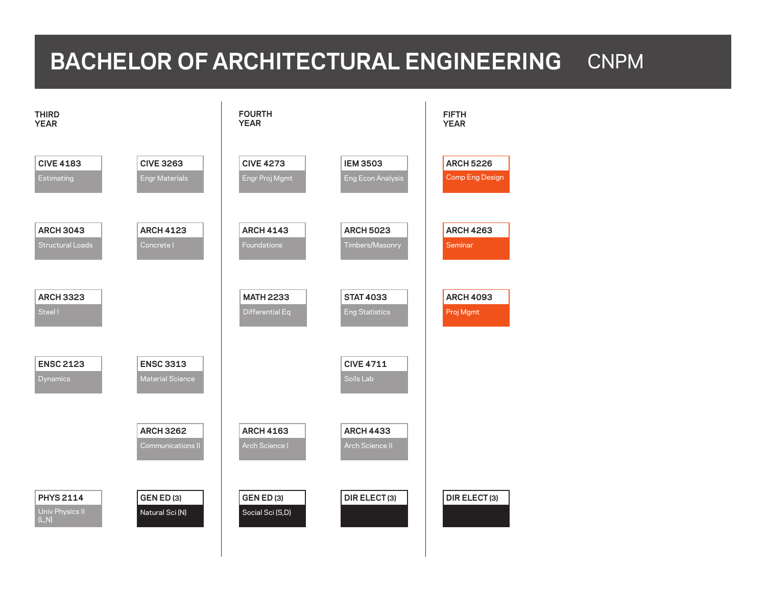# BACHELOR OF ARCHITECTURAL ENGINEERING CNPM

## THIRD YEAR

- **CIVE 4183** Estimating
- **CIVE 3263** Engr Materials
- **ARCH 3043** Structural Loads
- **ARCH 4123** Concrete I
- **ARCH 3323** Steel I
- **ENSC 2123** Dynamics
- **ENSC 3313** Material Science
- **ARCH 3262** Communications II
- **PHYS 2114** Univ Physics II (L,N)
- **GEN ED (3)** Natural Sci (N)

## FOURTH YEAR

- **CIVE 4273** Engr Proj Mgmt
- **IEM 3503** Eng Econ Analysis
- **ARCH 4143** Foundations
- **ARCH 5023** Timbers/Masonry
- **MATH 2233** Differential Eq
- **STAT 4033** Eng Statistics
- **CIVE 4711** Soils Lab
- **ARCH 4163** Arch Science I
- **ARCH 4433** Arch Science II
- **GEN ED (3)** Social Sci (S,D)
- **DIR ELECT (3)**

## FIFTH YEAR

- **ARCH 5226** Comp Eng Design
- **ARCH 4263** Seminar
- **ARCH 4093** Proj Mgmt
- **DIR ELECT (3)**